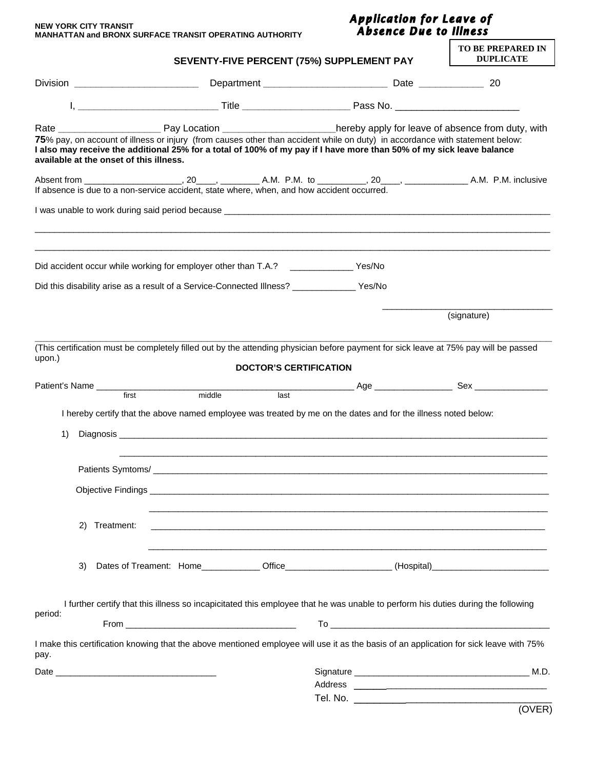**NEW YORK CITY TRANSIT**
**MANHATTAN and BRONX SURFACE TRANSIT OPERATING AUTHORITY**

# *Application for Leave of Absence Due to Illness*

**TO BE PREPARED IN DUPLICATE**

## SEVENTY-FIVE PERCENT (75%) SUPPLEMENT PAY

Division _______________________ Department ______________________ Date ____________ 20

I, _________________________ Title ___________________ Pass No. ______________________

Rate __________________ Pay Location ____________________hereby apply for leave of absence from duty, with **75**% pay, on account of illness or injury (from causes other than accident while on duty) in accordance with statement below:
**I also may receive the additional 25% for a total of 100% of my pay if I have more than 50% of my sick leave balance available at the onset of this illness.**

Absent from ___________________, 20____, ________ A.M. P.M. to _________, 20____, ____________ A.M. P.M. inclusive
If absence is due to a non-service accident, state where, when, and how accident occurred.

I was unable to work during said period because ________________________________________________________________

________________________________________________________________________________________________

________________________________________________________________________________________________

Did accident occur while working for employer other than T.A.? _____________ Yes/No

Did this disability arise as a result of a Service-Connected Illness? _____________ Yes/No

_________________________________
(signature)

(This certification must be completely filled out by the attending physician before payment for sick leave at 75% pay will be passed upon.)

## DOCTOR'S CERTIFICATION

Patient's Name ______________________________________________________ Age ________________ Sex _______________
first middle last

I hereby certify that the above named employee was treated by me on the dates and for the illness noted below:

1) Diagnosis ________________________________________________________________________________

________________________________________________________________________________

Patients Symtoms/ ________________________________________________________________________

Objective Findings ________________________________________________________________________

________________________________________________________________________

2) Treatment: ________________________________________________________________________

________________________________________________________________________

3) Dates of Treament: Home____________ Office_____________________ (Hospital)________________________

I further certify that this illness so incapicitated this employee that he was unable to perform his duties during the following period:

From __________________________________ To ____________________________________________

I make this certification knowing that the above mentioned employee will use it as the basis of an application for sick leave with 75% pay.

Date _______________________________

Signature __________________________________ M.D.
Address ________________________________________
Tel. No. ________________________________________

(OVER)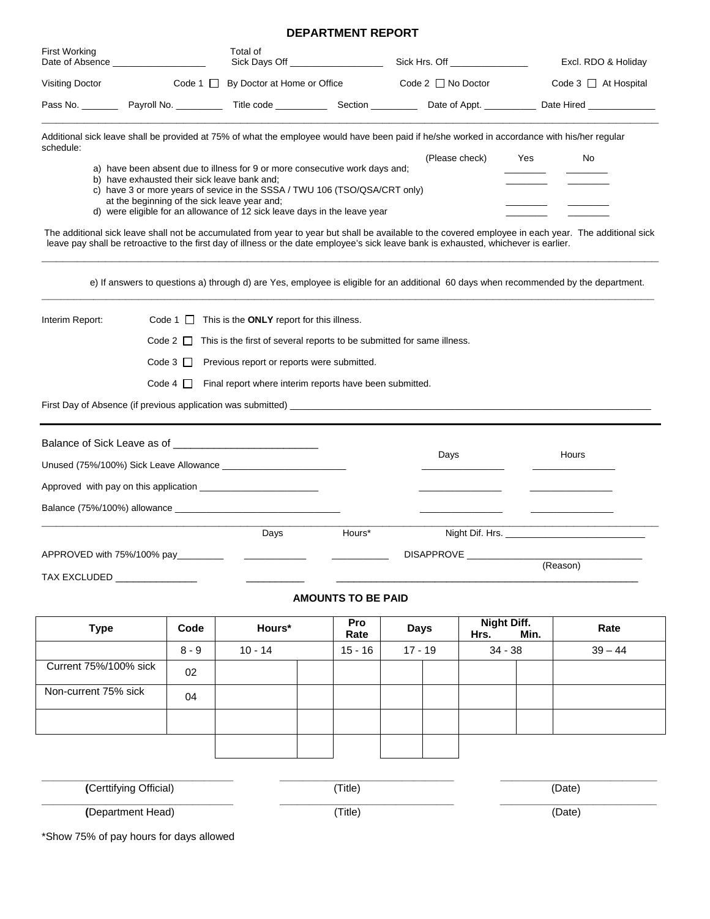# DEPARTMENT REPORT

First Working Date of Absence ________________ Total of Sick Days Off ________________ Sick Hrs. Off ______________ Excl. RDO & Holiday

Visiting Doctor Code 1 ☐ By Doctor at Home or Office Code 2 ☐ No Doctor Code 3 ☐ At Hospital

Pass No. _______ Payroll No. _________ Title code __________ Section _________ Date of Appt. __________ Date Hired _____________

---

Additional sick leave shall be provided at 75% of what the employee would have been paid if he/she worked in accordance with his/her regular schedule:

| | (Please check) Yes | No |
|---|---|---|
| a) have been absent due to illness for 9 or more consecutive work days and; | ________ | ________ |
| b) have exhausted their sick leave bank and; | ________ | ________ |
| c) have 3 or more years of sevice in the SSSA / TWU 106 (TSO/QSA/CRT only) at the beginning of the sick leave year and; | ________ | ________ |
| d) were eligible for an allowance of 12 sick leave days in the leave year | ________ | ________ |

The additional sick leave shall not be accumulated from year to year but shall be available to the covered employee in each year. The additional sick leave pay shall be retroactive to the first day of illness or the date employee's sick leave bank is exhausted, whichever is earlier.

---

e) If answers to questions a) through d) are Yes, employee is eligible for an additional 60 days when recommended by the department.

---

Interim Report:

Code 1 ☐ This is the **ONLY** report for this illness.

Code 2 ☐ This is the first of several reports to be submitted for same illness.

Code 3 ☐ Previous report or reports were submitted.

Code 4 ☐ Final report where interim reports have been submitted.

First Day of Absence (if previous application was submitted) ______________________________

---

| | Days | Hours |
|---|---|---|
| Balance of Sick Leave as of ________________________ | | |
| Unused (75%/100%) Sick Leave Allowance ________________________ | ______________ | ______________ |
| Approved with pay on this application ________________________ | ______________ | ______________ |
| Balance (75%/100%) allowance ________________________ | ______________ | ______________ |

---

| | Days | Hours* | |
|---|---|---|---|
| | | | Night Dif. Hrs. __________________________ |
| APPROVED with 75%/100% pay_________ | ___________ | ___________ | DISAPPROVE ______________________________ (Reason) |
| TAX EXCLUDED _______________ | ___________ | | ______________________________________________ |

## AMOUNTS TO BE PAID

| Type | Code | Hours* | | Pro Rate | Days | | Night Diff. Hrs. | Min. | Rate |
|---|---|---|---|---|---|---|---|---|---|
| | 8 - 9 | 10 - 14 | | 15 - 16 | 17 - 19 | | 34 - 38 | | 39 – 44 |
| Current 75%/100% sick | 02 | | | | | | | | |
| Non-current 75% sick | 04 | | | | | | | | |
| | | | | | | | | | |
| | | | | | | | | | |

______________________________ ______________________________ ______________________________
**(**Certtifying Official) (Title) (Date)

______________________________ ______________________________ ______________________________
**(**Department Head) (Title) (Date)

*Show 75% of pay hours for days allowed